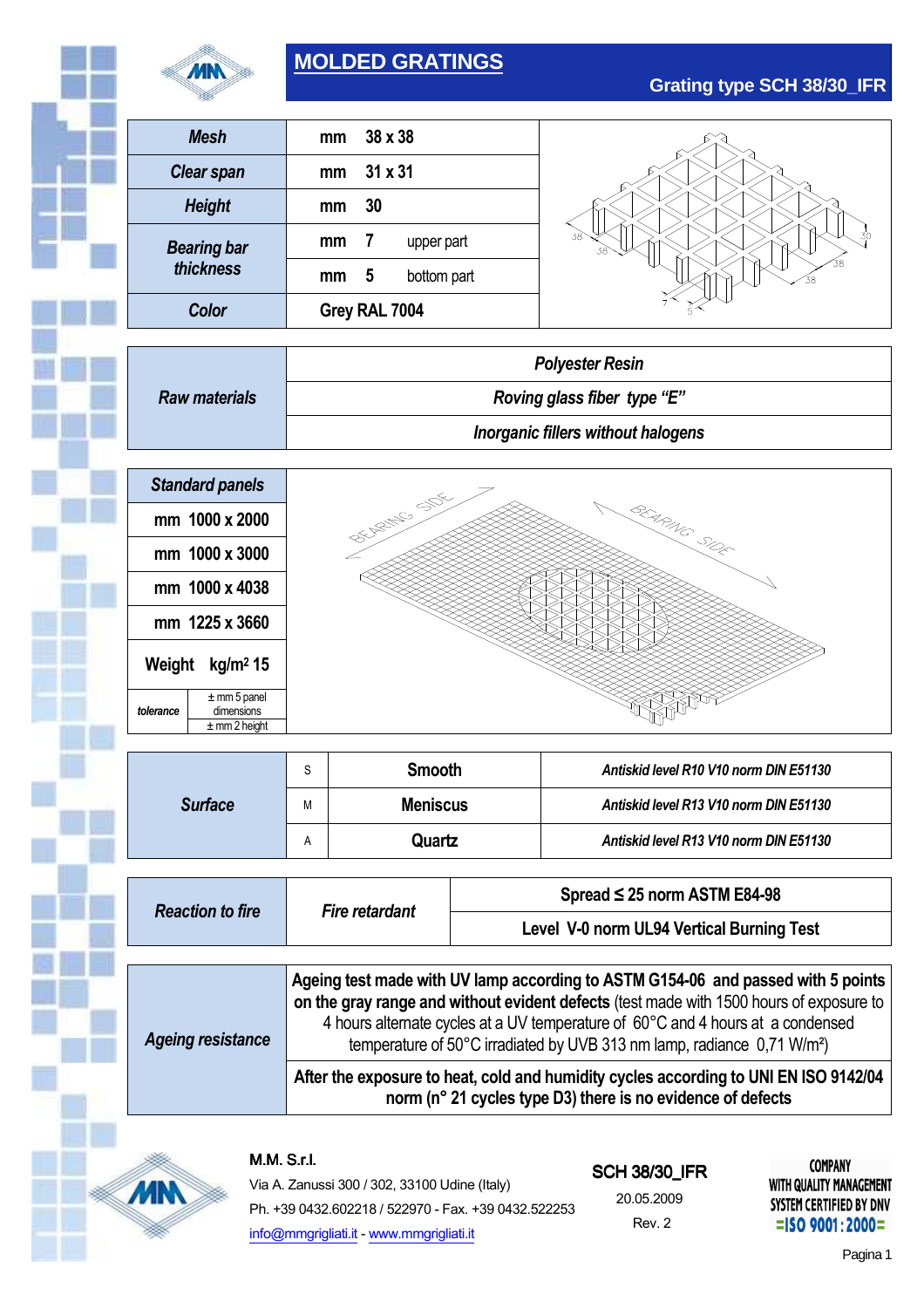# MOLDED GRATINGS

## Grating type SCH 38/30_IFR

| | | |
|---|---|---|
| **Mesh** | mm | **38 x 38** |
| **Clear span** | mm | **31 x 31** |
| **Height** | mm | **30** |
| **Bearing bar thickness** | mm | **7** upper part |
| | mm | **5** bottom part |
| **Color** | | **Grey RAL 7004** |

| | |
|---|---|
| **Raw materials** | ***Polyester Resin*** |
| | ***Roving glass fiber type "E"*** |
| | ***Inorganic fillers without halogens*** |

| ***Standard panels*** | |
|---|---|
| **mm 1000 x 2000** | |
| **mm 1000 x 3000** | |
| **mm 1000 x 4038** | |
| **mm 1225 x 3660** | |
| **Weight kg/m² 15** | |
| *tolerance* | ± mm 5 panel dimensions |
| | ± mm 2 height |

| | | | |
|---|---|---|---|
| ***Surface*** | S | **Smooth** | ***Antiskid level R10 V10 norm DIN E51130*** |
| | M | **Meniscus** | ***Antiskid level R13 V10 norm DIN E51130*** |
| | A | **Quartz** | ***Antiskid level R13 V10 norm DIN E51130*** |

| | | |
|---|---|---|
| ***Reaction to fire*** | ***Fire retardant*** | **Spread ≤ 25 norm ASTM E84-98** |
| | | **Level V-0 norm UL94 Vertical Burning Test** |

| | |
|---|---|
| ***Ageing resistance*** | **Ageing test made with UV lamp according to ASTM G154-06 and passed with 5 points on the gray range and without evident defects** (test made with 1500 hours of exposure to 4 hours alternate cycles at a UV temperature of 60°C and 4 hours at a condensed temperature of 50°C irradiated by UVB 313 nm lamp, radiance 0,71 W/m²) |
| | **After the exposure to heat, cold and humidity cycles according to UNI EN ISO 9142/04 norm (n° 21 cycles type D3) there is no evidence of defects** |

**M.M. S.r.l.**
Via A. Zanussi 300 / 302, 33100 Udine (Italy)
Ph. +39 0432.602218 / 522970 - Fax. +39 0432.522253
info@mmgrigliati.it - www.mmgrigliati.it

**SCH 38/30_IFR**
20.05.2009
Rev. 2

COMPANY WITH QUALITY MANAGEMENT SYSTEM CERTIFIED BY DNV =ISO 9001:2000=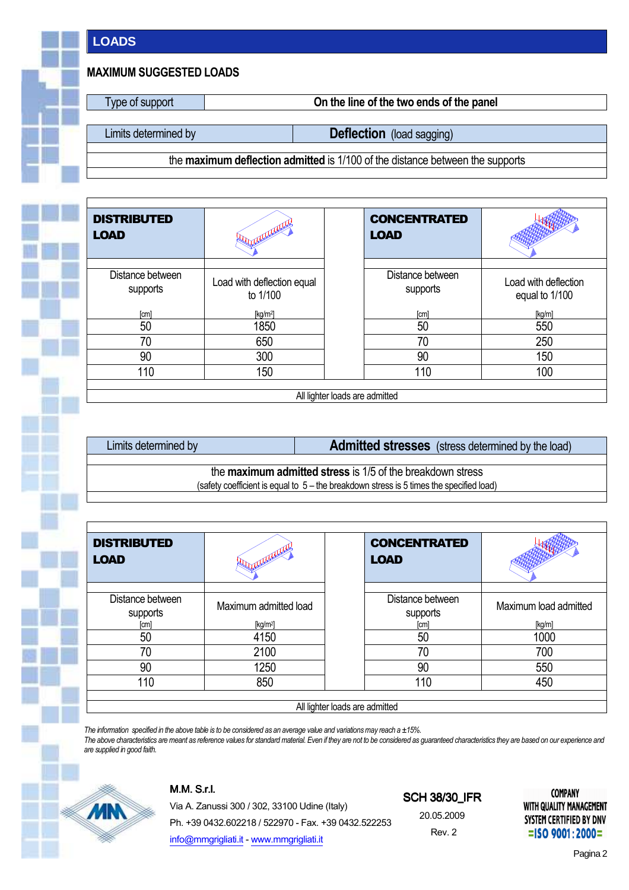## LOADS

### MAXIMUM SUGGESTED LOADS

| Type of support | On the line of the two ends of the panel |
|---|---|

| Limits determined by | **Deflection** (load sagging) |
|---|---|
| the **maximum deflection admitted** is 1/100 of the distance between the supports | |

| **DISTRIBUTED LOAD** | | | **CONCENTRATED LOAD** | |
|---|---|---|---|---|
| Distance between supports [cm] | Load with deflection equal to 1/100 [kg/m²] | | Distance between supports [cm] | Load with deflection equal to 1/100 [kg/m] |
| 50 | 1850 | | 50 | 550 |
| 70 | 650 | | 70 | 250 |
| 90 | 300 | | 90 | 150 |
| 110 | 150 | | 110 | 100 |

All lighter loads are admitted

| Limits determined by | **Admitted stresses** (stress determined by the load) |
|---|---|
| the **maximum admitted stress** is 1/5 of the breakdown stress (safety coefficient is equal to 5 – the breakdown stress is 5 times the specified load) | |

| **DISTRIBUTED LOAD** | | | **CONCENTRATED LOAD** | |
|---|---|---|---|---|
| Distance between supports [cm] | Maximum admitted load [kg/m²] | | Distance between supports [cm] | Maximum load admitted [kg/m] |
| 50 | 4150 | | 50 | 1000 |
| 70 | 2100 | | 70 | 700 |
| 90 | 1250 | | 90 | 550 |
| 110 | 850 | | 110 | 450 |

All lighter loads are admitted

*The information specified in the above table is to be considered as an average value and variations may reach a ±15%.*
*The above characteristics are meant as reference values for standard material. Even if they are not to be considered as guaranteed characteristics they are based on our experience and are supplied in good faith.*

**M.M. S.r.l.**
Via A. Zanussi 300 / 302, 33100 Udine (Italy)
Ph. +39 0432.602218 / 522970 - Fax. +39 0432.522253
info@mmgrigliati.it - www.mmgrigliati.it

**SCH 38/30_IFR**
20.05.2009
Rev. 2

COMPANY WITH QUALITY MANAGEMENT SYSTEM CERTIFIED BY DNV
=ISO 9001:2000=